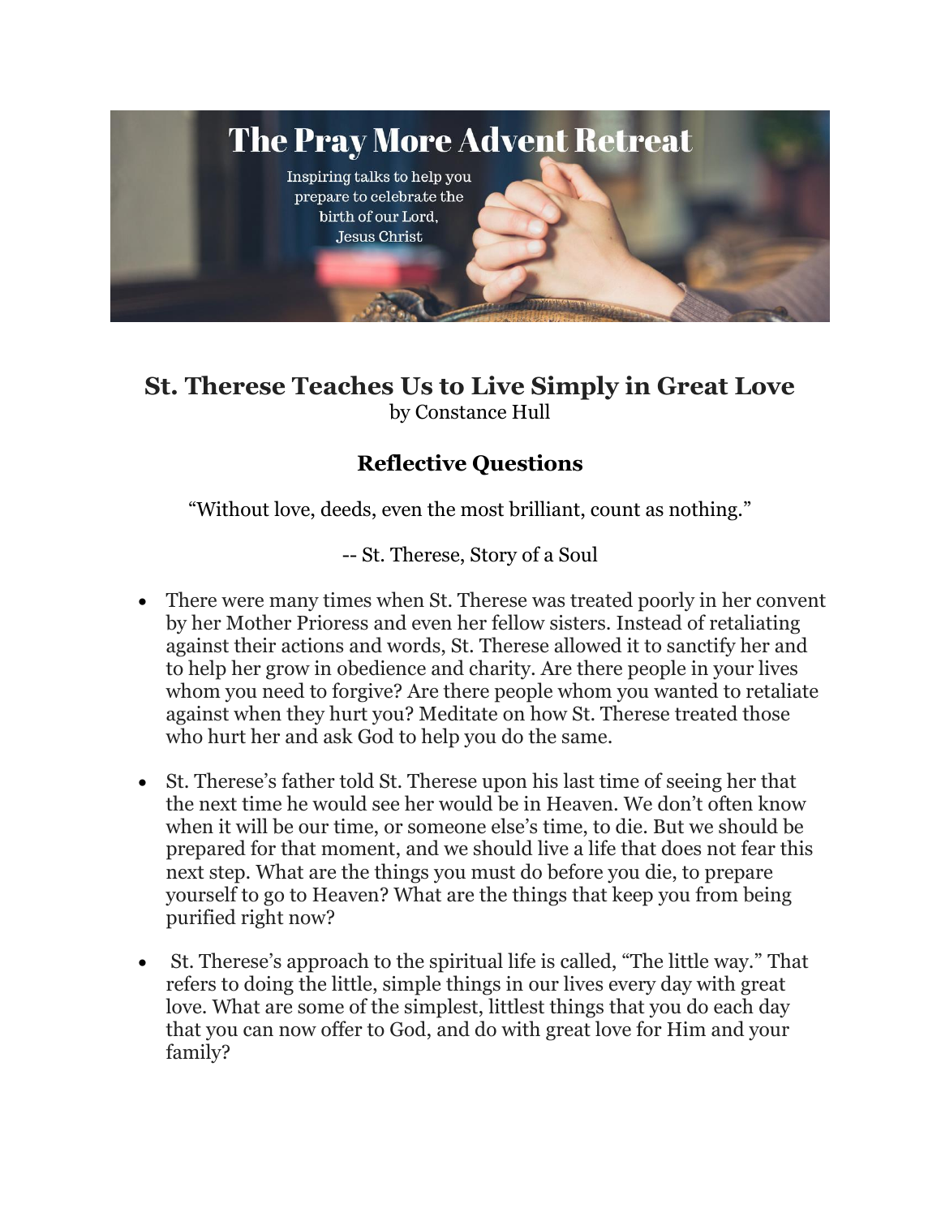The Pray More Advent Retreat

Inspiring talks to help you prepare to celebrate the birth of our Lord, Jesus Christ

# St. Therese Teaches Us to Live Simply in Great Love

by Constance Hull

## Reflective Questions

"Without love, deeds, even the most brilliant, count as nothing."

-- St. Therese, Story of a Soul

- There were many times when St. Therese was treated poorly in her convent by her Mother Prioress and even her fellow sisters. Instead of retaliating against their actions and words, St. Therese allowed it to sanctify her and to help her grow in obedience and charity. Are there people in your lives whom you need to forgive? Are there people whom you wanted to retaliate against when they hurt you? Meditate on how St. Therese treated those who hurt her and ask God to help you do the same.

- St. Therese's father told St. Therese upon his last time of seeing her that the next time he would see her would be in Heaven. We don't often know when it will be our time, or someone else's time, to die. But we should be prepared for that moment, and we should live a life that does not fear this next step. What are the things you must do before you die, to prepare yourself to go to Heaven? What are the things that keep you from being purified right now?

- St. Therese's approach to the spiritual life is called, "The little way." That refers to doing the little, simple things in our lives every day with great love. What are some of the simplest, littlest things that you do each day that you can now offer to God, and do with great love for Him and your family?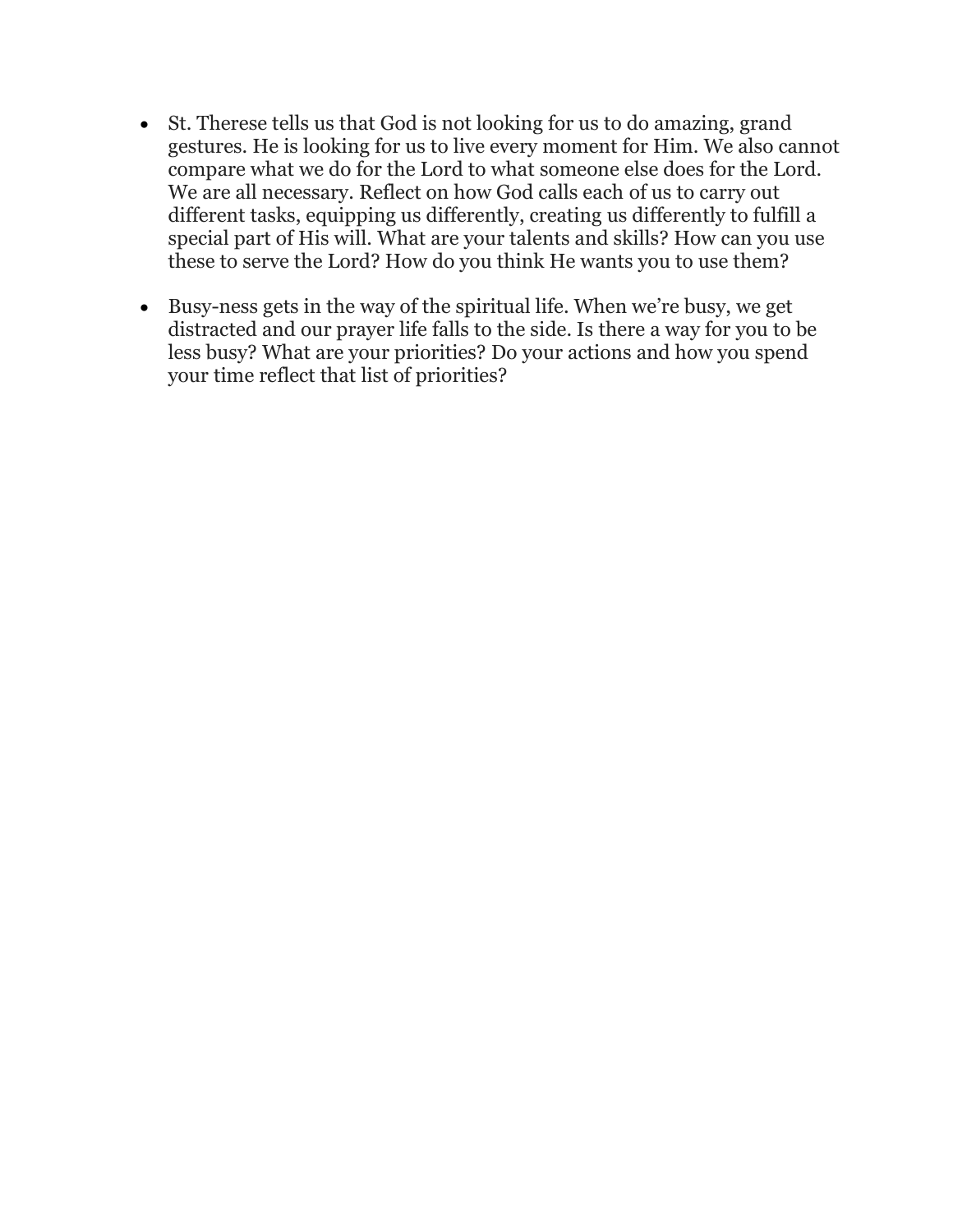- St. Therese tells us that God is not looking for us to do amazing, grand gestures. He is looking for us to live every moment for Him. We also cannot compare what we do for the Lord to what someone else does for the Lord. We are all necessary. Reflect on how God calls each of us to carry out different tasks, equipping us differently, creating us differently to fulfill a special part of His will. What are your talents and skills? How can you use these to serve the Lord? How do you think He wants you to use them?

- Busy-ness gets in the way of the spiritual life. When we're busy, we get distracted and our prayer life falls to the side. Is there a way for you to be less busy? What are your priorities? Do your actions and how you spend your time reflect that list of priorities?